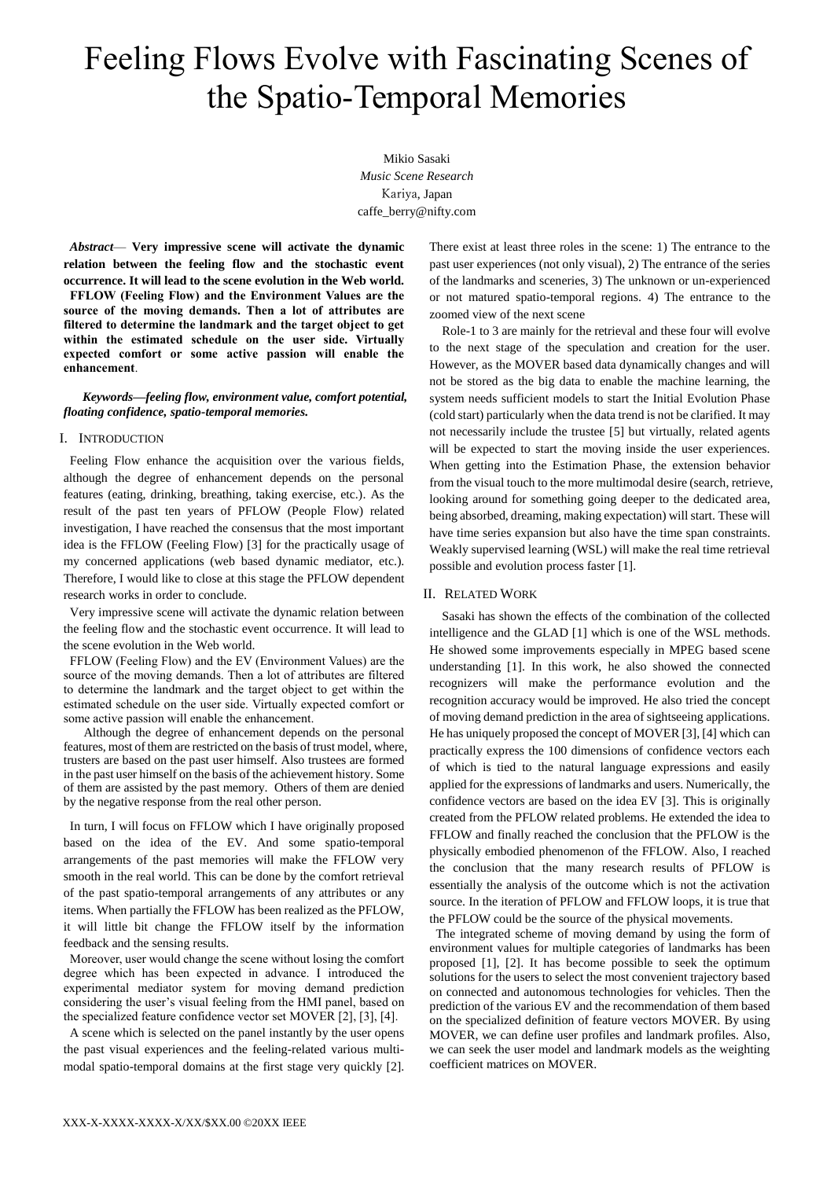# Feeling Flows Evolve with Fascinating Scenes of the Spatio-Temporal Memories

Mikio Sasaki
*Music Scene Research*
Kariya, Japan
caffe_berry@nifty.com

***Abstract*— Very impressive scene will activate the dynamic relation between the feeling flow and the stochastic event occurrence. It will lead to the scene evolution in the Web world. FFLOW (Feeling Flow) and the Environment Values are the source of the moving demands. Then a lot of attributes are filtered to determine the landmark and the target object to get within the estimated schedule on the user side. Virtually expected comfort or some active passion will enable the enhancement.**

***Keywords—feeling flow, environment value, comfort potential, floating confidence, spatio-temporal memories.***

## I. Introduction

Feeling Flow enhance the acquisition over the various fields, although the degree of enhancement depends on the personal features (eating, drinking, breathing, taking exercise, etc.). As the result of the past ten years of PFLOW (People Flow) related investigation, I have reached the consensus that the most important idea is the FFLOW (Feeling Flow) [3] for the practically usage of my concerned applications (web based dynamic mediator, etc.). Therefore, I would like to close at this stage the PFLOW dependent research works in order to conclude.

Very impressive scene will activate the dynamic relation between the feeling flow and the stochastic event occurrence. It will lead to the scene evolution in the Web world.

FFLOW (Feeling Flow) and the EV (Environment Values) are the source of the moving demands. Then a lot of attributes are filtered to determine the landmark and the target object to get within the estimated schedule on the user side. Virtually expected comfort or some active passion will enable the enhancement.

Although the degree of enhancement depends on the personal features, most of them are restricted on the basis of trust model, where, trusters are based on the past user himself. Also trustees are formed in the past user himself on the basis of the achievement history. Some of them are assisted by the past memory. Others of them are denied by the negative response from the real other person.

In turn, I will focus on FFLOW which I have originally proposed based on the idea of the EV. And some spatio-temporal arrangements of the past memories will make the FFLOW very smooth in the real world. This can be done by the comfort retrieval of the past spatio-temporal arrangements of any attributes or any items. When partially the FFLOW has been realized as the PFLOW, it will little bit change the FFLOW itself by the information feedback and the sensing results.

Moreover, user would change the scene without losing the comfort degree which has been expected in advance. I introduced the experimental mediator system for moving demand prediction considering the user's visual feeling from the HMI panel, based on the specialized feature confidence vector set MOVER [2], [3], [4].

A scene which is selected on the panel instantly by the user opens the past visual experiences and the feeling-related various multi-modal spatio-temporal domains at the first stage very quickly [2]. There exist at least three roles in the scene: 1) The entrance to the past user experiences (not only visual), 2) The entrance of the series of the landmarks and sceneries, 3) The unknown or un-experienced or not matured spatio-temporal regions. 4) The entrance to the zoomed view of the next scene

Role-1 to 3 are mainly for the retrieval and these four will evolve to the next stage of the speculation and creation for the user. However, as the MOVER based data dynamically changes and will not be stored as the big data to enable the machine learning, the system needs sufficient models to start the Initial Evolution Phase (cold start) particularly when the data trend is not be clarified. It may not necessarily include the trustee [5] but virtually, related agents will be expected to start the moving inside the user experiences. When getting into the Estimation Phase, the extension behavior from the visual touch to the more multimodal desire (search, retrieve, looking around for something going deeper to the dedicated area, being absorbed, dreaming, making expectation) will start. These will have time series expansion but also have the time span constraints. Weakly supervised learning (WSL) will make the real time retrieval possible and evolution process faster [1].

## II. Related Work

Sasaki has shown the effects of the combination of the collected intelligence and the GLAD [1] which is one of the WSL methods. He showed some improvements especially in MPEG based scene understanding [1]. In this work, he also showed the connected recognizers will make the performance evolution and the recognition accuracy would be improved. He also tried the concept of moving demand prediction in the area of sightseeing applications. He has uniquely proposed the concept of MOVER [3], [4] which can practically express the 100 dimensions of confidence vectors each of which is tied to the natural language expressions and easily applied for the expressions of landmarks and users. Numerically, the confidence vectors are based on the idea EV [3]. This is originally created from the PFLOW related problems. He extended the idea to FFLOW and finally reached the conclusion that the PFLOW is the physically embodied phenomenon of the FFLOW. Also, I reached the conclusion that the many research results of PFLOW is essentially the analysis of the outcome which is not the activation source. In the iteration of PFLOW and FFLOW loops, it is true that the PFLOW could be the source of the physical movements.

The integrated scheme of moving demand by using the form of environment values for multiple categories of landmarks has been proposed [1], [2]. It has become possible to seek the optimum solutions for the users to select the most convenient trajectory based on connected and autonomous technologies for vehicles. Then the prediction of the various EV and the recommendation of them based on the specialized definition of feature vectors MOVER. By using MOVER, we can define user profiles and landmark profiles. Also, we can seek the user model and landmark models as the weighting coefficient matrices on MOVER.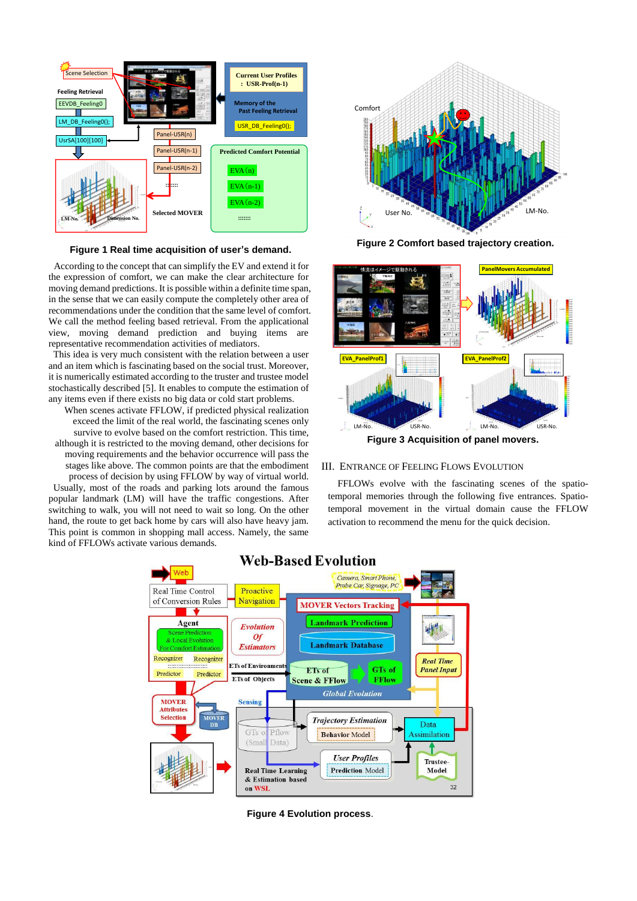**Figure 1 Real time acquisition of user's demand.**

According to the concept that can simplify the EV and extend it for the expression of comfort, we can make the clear architecture for moving demand predictions. It is possible within a definite time span, in the sense that we can easily compute the completely other area of recommendations under the condition that the same level of comfort. We call the method feeling based retrieval. From the applicational view, moving demand prediction and buying items are representative recommendation activities of mediators.

This idea is very much consistent with the relation between a user and an item which is fascinating based on the social trust. Moreover, it is numerically estimated according to the truster and trustee model stochastically described [5]. It enables to compute the estimation of any items even if there exists no big data or cold start problems.

When scenes activate FFLOW, if predicted physical realization exceed the limit of the real world, the fascinating scenes only survive to evolve based on the comfort restriction. This time, although it is restricted to the moving demand, other decisions for moving requirements and the behavior occurrence will pass the stages like above. The common points are that the embodiment process of decision by using FFLOW by way of virtual world.

Usually, most of the roads and parking lots around the famous popular landmark (LM) will have the traffic congestions. After switching to walk, you will not need to wait so long. On the other hand, the route to get back home by cars will also have heavy jam. This point is common in shopping mall access. Namely, the same kind of FFLOWs activate various demands.

**Figure 2 Comfort based trajectory creation.**

**Figure 3 Acquisition of panel movers.**

## III. Entrance of Feeling Flows Evolution

FFLOWs evolve with the fascinating scenes of the spatio-temporal memories through the following five entrances. Spatio-temporal movement in the virtual domain cause the FFLOW activation to recommend the menu for the quick decision.

**Figure 4 Evolution process**.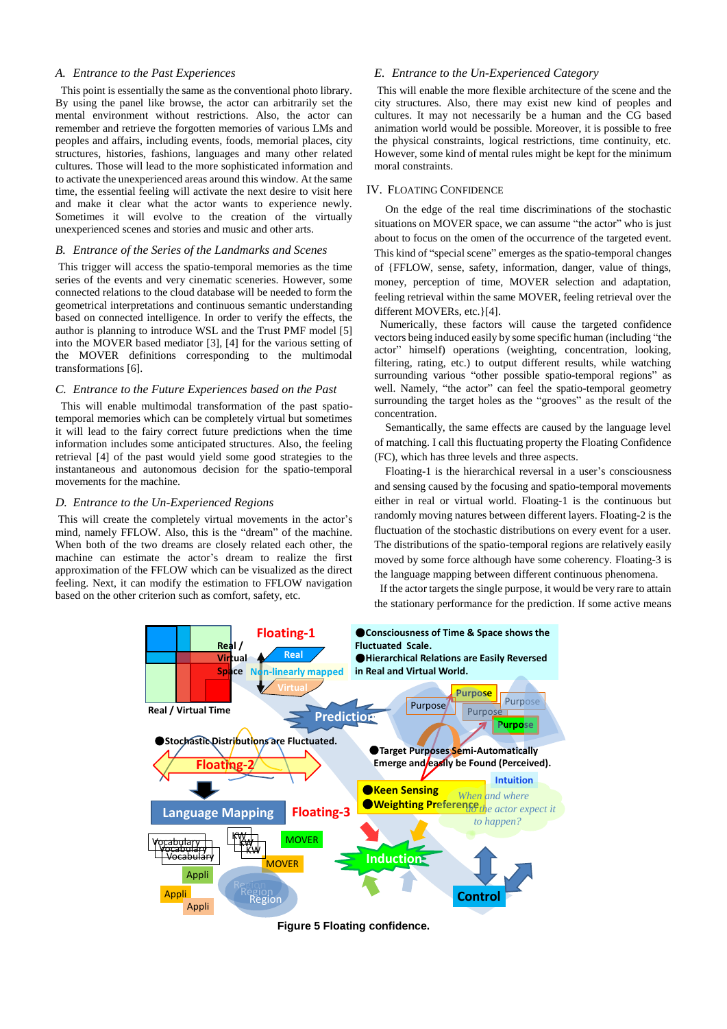### A. Entrance to the Past Experiences

This point is essentially the same as the conventional photo library. By using the panel like browse, the actor can arbitrarily set the mental environment without restrictions. Also, the actor can remember and retrieve the forgotten memories of various LMs and peoples and affairs, including events, foods, memorial places, city structures, histories, fashions, languages and many other related cultures. Those will lead to the more sophisticated information and to activate the unexperienced areas around this window. At the same time, the essential feeling will activate the next desire to visit here and make it clear what the actor wants to experience newly. Sometimes it will evolve to the creation of the virtually unexperienced scenes and stories and music and other arts.

### B. Entrance of the Series of the Landmarks and Scenes

This trigger will access the spatio-temporal memories as the time series of the events and very cinematic sceneries. However, some connected relations to the cloud database will be needed to form the geometrical interpretations and continuous semantic understanding based on connected intelligence. In order to verify the effects, the author is planning to introduce WSL and the Trust PMF model [5] into the MOVER based mediator [3], [4] for the various setting of the MOVER definitions corresponding to the multimodal transformations [6].

### C. Entrance to the Future Experiences based on the Past

This will enable multimodal transformation of the past spatio-temporal memories which can be completely virtual but sometimes it will lead to the fairy correct future predictions when the time information includes some anticipated structures. Also, the feeling retrieval [4] of the past would yield some good strategies to the instantaneous and autonomous decision for the spatio-temporal movements for the machine.

### D. Entrance to the Un-Experienced Regions

This will create the completely virtual movements in the actor's mind, namely FFLOW. Also, this is the "dream" of the machine. When both of the two dreams are closely related each other, the machine can estimate the actor's dream to realize the first approximation of the FFLOW which can be visualized as the direct feeling. Next, it can modify the estimation to FFLOW navigation based on the other criterion such as comfort, safety, etc.

### E. Entrance to the Un-Experienced Category

This will enable the more flexible architecture of the scene and the city structures. Also, there may exist new kind of peoples and cultures. It may not necessarily be a human and the CG based animation world would be possible. Moreover, it is possible to free the physical constraints, logical restrictions, time continuity, etc. However, some kind of mental rules might be kept for the minimum moral constraints.

## IV. Floating Confidence

On the edge of the real time discriminations of the stochastic situations on MOVER space, we can assume "the actor" who is just about to focus on the omen of the occurrence of the targeted event. This kind of "special scene" emerges as the spatio-temporal changes of {FFLOW, sense, safety, information, danger, value of things, money, perception of time, MOVER selection and adaptation, feeling retrieval within the same MOVER, feeling retrieval over the different MOVERs, etc.}[4].

Numerically, these factors will cause the targeted confidence vectors being induced easily by some specific human (including "the actor" himself) operations (weighting, concentration, looking, filtering, rating, etc.) to output different results, while watching surrounding various "other possible spatio-temporal regions" as well. Namely, "the actor" can feel the spatio-temporal geometry surrounding the target holes as the "grooves" as the result of the concentration.

Semantically, the same effects are caused by the language level of matching. I call this fluctuating property the Floating Confidence (FC), which has three levels and three aspects.

Floating-1 is the hierarchical reversal in a user's consciousness and sensing caused by the focusing and spatio-temporal movements either in real or virtual world. Floating-1 is the continuous but randomly moving natures between different layers. Floating-2 is the fluctuation of the stochastic distributions on every event for a user. The distributions of the spatio-temporal regions are relatively easily moved by some force although have some coherency. Floating-3 is the language mapping between different continuous phenomena.

If the actor targets the single purpose, it would be very rare to attain the stationary performance for the prediction. If some active means

**Figure 5 Floating confidence.**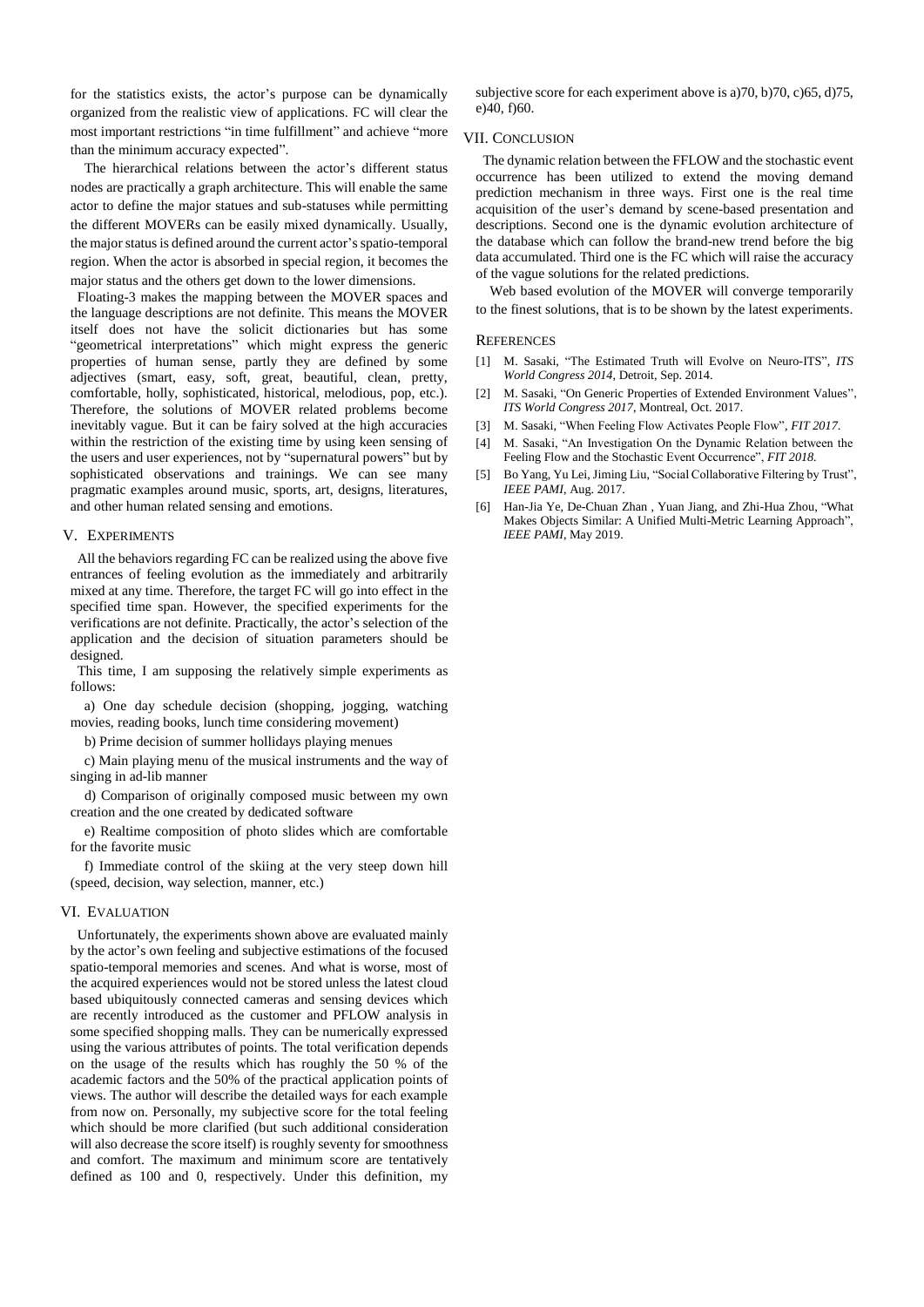for the statistics exists, the actor's purpose can be dynamically organized from the realistic view of applications. FC will clear the most important restrictions "in time fulfillment" and achieve "more than the minimum accuracy expected".

The hierarchical relations between the actor's different status nodes are practically a graph architecture. This will enable the same actor to define the major statues and sub-statuses while permitting the different MOVERs can be easily mixed dynamically. Usually, the major status is defined around the current actor's spatio-temporal region. When the actor is absorbed in special region, it becomes the major status and the others get down to the lower dimensions.

Floating-3 makes the mapping between the MOVER spaces and the language descriptions are not definite. This means the MOVER itself does not have the solicit dictionaries but has some "geometrical interpretations" which might express the generic properties of human sense, partly they are defined by some adjectives (smart, easy, soft, great, beautiful, clean, pretty, comfortable, holly, sophisticated, historical, melodious, pop, etc.). Therefore, the solutions of MOVER related problems become inevitably vague. But it can be fairy solved at the high accuracies within the restriction of the existing time by using keen sensing of the users and user experiences, not by "supernatural powers" but by sophisticated observations and trainings. We can see many pragmatic examples around music, sports, art, designs, literatures, and other human related sensing and emotions.

## V. Experiments

All the behaviors regarding FC can be realized using the above five entrances of feeling evolution as the immediately and arbitrarily mixed at any time. Therefore, the target FC will go into effect in the specified time span. However, the specified experiments for the verifications are not definite. Practically, the actor's selection of the application and the decision of situation parameters should be designed.

This time, I am supposing the relatively simple experiments as follows:

a) One day schedule decision (shopping, jogging, watching movies, reading books, lunch time considering movement)

b) Prime decision of summer hollidays playing menues

c) Main playing menu of the musical instruments and the way of singing in ad-lib manner

d) Comparison of originally composed music between my own creation and the one created by dedicated software

e) Realtime composition of photo slides which are comfortable for the favorite music

f) Immediate control of the skiing at the very steep down hill (speed, decision, way selection, manner, etc.)

## VI. Evaluation

Unfortunately, the experiments shown above are evaluated mainly by the actor's own feeling and subjective estimations of the focused spatio-temporal memories and scenes. And what is worse, most of the acquired experiences would not be stored unless the latest cloud based ubiquitously connected cameras and sensing devices which are recently introduced as the customer and PFLOW analysis in some specified shopping malls. They can be numerically expressed using the various attributes of points. The total verification depends on the usage of the results which has roughly the 50 % of the academic factors and the 50% of the practical application points of views. The author will describe the detailed ways for each example from now on. Personally, my subjective score for the total feeling which should be more clarified (but such additional consideration will also decrease the score itself) is roughly seventy for smoothness and comfort. The maximum and minimum score are tentatively defined as 100 and 0, respectively. Under this definition, my subjective score for each experiment above is a)70, b)70, c)65, d)75, e)40, f)60.

## VII. Conclusion

The dynamic relation between the FFLOW and the stochastic event occurrence has been utilized to extend the moving demand prediction mechanism in three ways. First one is the real time acquisition of the user's demand by scene-based presentation and descriptions. Second one is the dynamic evolution architecture of the database which can follow the brand-new trend before the big data accumulated. Third one is the FC which will raise the accuracy of the vague solutions for the related predictions.

Web based evolution of the MOVER will converge temporarily to the finest solutions, that is to be shown by the latest experiments.

## References

[1] M. Sasaki, "The Estimated Truth will Evolve on Neuro-ITS", *ITS World Congress 2014*, Detroit, Sep. 2014.

[2] M. Sasaki, "On Generic Properties of Extended Environment Values", *ITS World Congress 2017*, Montreal, Oct. 2017.

[3] M. Sasaki, "When Feeling Flow Activates People Flow", *FIT 2017*.

[4] M. Sasaki, "An Investigation On the Dynamic Relation between the Feeling Flow and the Stochastic Event Occurrence", *FIT 2018.*

[5] Bo Yang, Yu Lei, Jiming Liu, "Social Collaborative Filtering by Trust", *IEEE PAMI*, Aug. 2017.

[6] Han-Jia Ye, De-Chuan Zhan , Yuan Jiang, and Zhi-Hua Zhou, "What Makes Objects Similar: A Unified Multi-Metric Learning Approach", *IEEE PAMI*, May 2019.